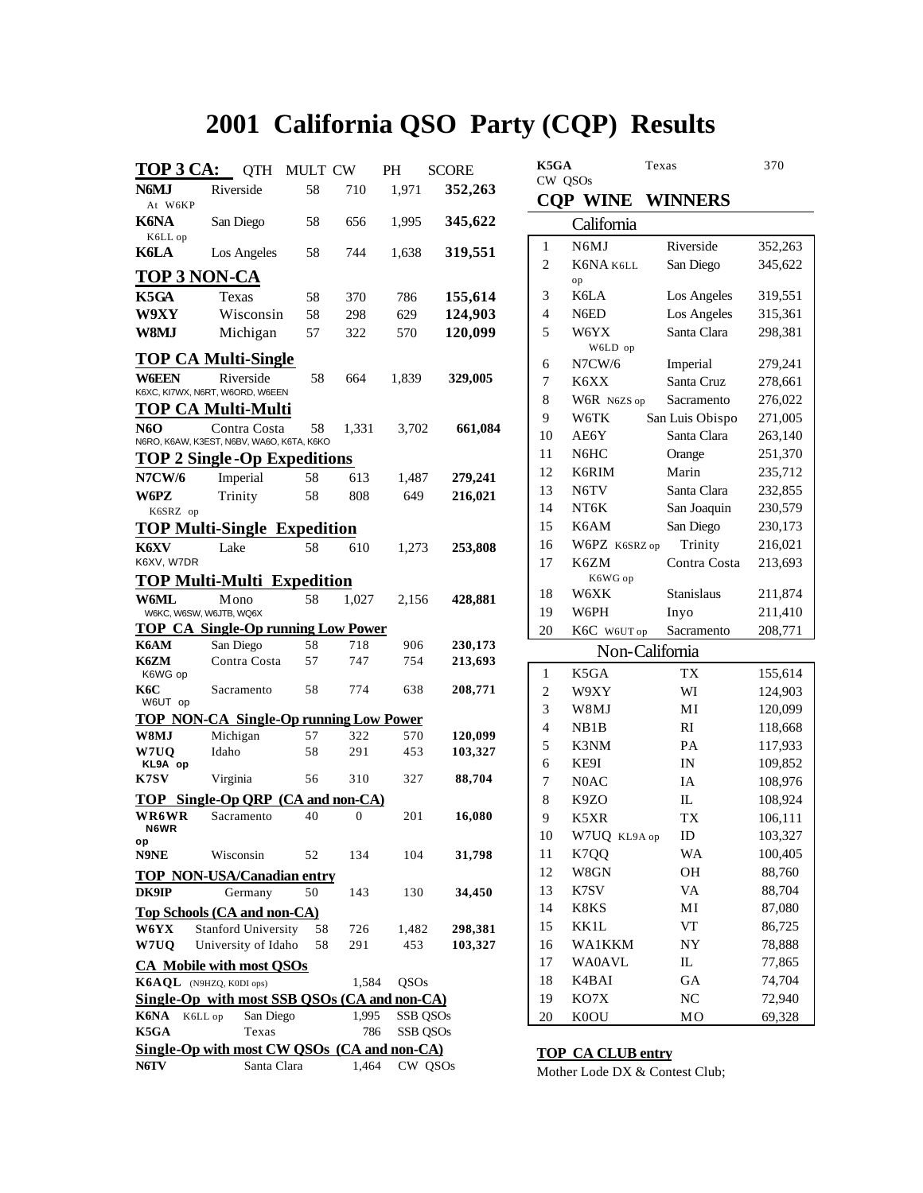# 2001 California QSO Party (CQP) Results

## TOP 3 CA:

| | QTH | MULT | CW | PH | SCORE |
|---|---|---|---|---|---|
| **N6MJ** At W6KP | Riverside | 58 | 710 | 1,971 | **352,263** |
| **K6NA** K6LL op | San Diego | 58 | 656 | 1,995 | **345,622** |
| **K6LA** | Los Angeles | 58 | 744 | 1,638 | **319,551** |

## TOP 3 NON-CA

| | | | | | |
|---|---|---|---|---|---|
| **K5GA** | Texas | 58 | 370 | 786 | **155,614** |
| **W9XY** | Wisconsin | 58 | 298 | 629 | **124,903** |
| **W8MJ** | Michigan | 57 | 322 | 570 | **120,099** |

## TOP CA Multi-Single

| | | | | | |
|---|---|---|---|---|---|
| **W6EEN** K6XC, KI7WX, N6RT, W6ORD, W6EEN | Riverside | 58 | 664 | 1,839 | **329,005** |

## TOP CA Multi-Multi

| | | | | | |
|---|---|---|---|---|---|
| **N6O** N6RO, K6AW, K3EST, N6BV, WA6O, K6TA, K6KO | Contra Costa | 58 | 1,331 | 3,702 | **661,084** |

## TOP 2 Single-Op Expeditions

| | | | | | |
|---|---|---|---|---|---|
| **N7CW/6** | Imperial | 58 | 613 | 1,487 | **279,241** |
| **W6PZ** K6SRZ op | Trinity | 58 | 808 | 649 | **216,021** |

## TOP Multi-Single Expedition

| | | | | | |
|---|---|---|---|---|---|
| **K6XV** K6XV, W7DR | Lake | 58 | 610 | 1,273 | **253,808** |

## TOP Multi-Multi Expedition

| | | | | | |
|---|---|---|---|---|---|
| **W6ML** W6KC, W6SW, W6JTB, WQ6X | Mono | 58 | 1,027 | 2,156 | **428,881** |

## TOP CA Single-Op running Low Power

| | | | | | |
|---|---|---|---|---|---|
| **K6AM** | San Diego | 58 | 718 | 906 | **230,173** |
| **K6ZM** K6WG op | Contra Costa | 57 | 747 | 754 | **213,693** |
| **K6C** W6UT op | Sacramento | 58 | 774 | 638 | **208,771** |

## TOP NON-CA Single-Op running Low Power

| | | | | | |
|---|---|---|---|---|---|
| **W8MJ** | Michigan | 57 | 322 | 570 | **120,099** |
| **W7UQ** KL9A op | Idaho | 58 | 291 | 453 | **103,327** |
| **K7SV** | Virginia | 56 | 310 | 327 | **88,704** |

## TOP Single-Op QRP (CA and non-CA)

| | | | | | |
|---|---|---|---|---|---|
| **WR6WR** N6WR op | Sacramento | 40 | 0 | 201 | **16,080** |
| **N9NE** | Wisconsin | 52 | 134 | 104 | **31,798** |

## TOP NON-USA/Canadian entry

| | | | | | |
|---|---|---|---|---|---|
| **DK9IP** | Germany | 50 | 143 | 130 | **34,450** |

## Top Schools (CA and non-CA)

| | | | | | |
|---|---|---|---|---|---|
| **W6YX** | Stanford University | 58 | 726 | 1,482 | **298,381** |
| **W7UQ** | University of Idaho | 58 | 291 | 453 | **103,327** |

## CA Mobile with most QSOs

**K6AQL** (N9HZQ, K0DI ops) 1,584 QSOs

## Single-Op with most SSB QSOs (CA and non-CA)

**K6NA** K6LL op San Diego 1,995 SSB QSOs

**K5GA** Texas 786 SSB QSOs

## Single-Op with most CW QSOs (CA and non-CA)

**N6TV** Santa Clara 1,464 CW QSOs

**K5GA** Texas 370 CW QSOs

## CQP WINE WINNERS

### California

| | | | |
|---|---|---|---|
| 1 | N6MJ | Riverside | 352,263 |
| 2 | K6NA K6LL op | San Diego | 345,622 |
| 3 | K6LA | Los Angeles | 319,551 |
| 4 | N6ED | Los Angeles | 315,361 |
| 5 | W6YX W6LD op | Santa Clara | 298,381 |
| 6 | N7CW/6 | Imperial | 279,241 |
| 7 | K6XX | Santa Cruz | 278,661 |
| 8 | W6R N6ZS op | Sacramento | 276,022 |
| 9 | W6TK | San Luis Obispo | 271,005 |
| 10 | AE6Y | Santa Clara | 263,140 |
| 11 | N6HC | Orange | 251,370 |
| 12 | K6RIM | Marin | 235,712 |
| 13 | N6TV | Santa Clara | 232,855 |
| 14 | NT6K | San Joaquin | 230,579 |
| 15 | K6AM | San Diego | 230,173 |
| 16 | W6PZ K6SRZ op | Trinity | 216,021 |
| 17 | K6ZM K6WG op | Contra Costa | 213,693 |
| 18 | W6XK | Stanislaus | 211,874 |
| 19 | W6PH | Inyo | 211,410 |
| 20 | K6C W6UT op | Sacramento | 208,771 |

### Non-California

| | | | |
|---|---|---|---|
| 1 | K5GA | TX | 155,614 |
| 2 | W9XY | WI | 124,903 |
| 3 | W8MJ | MI | 120,099 |
| 4 | NB1B | RI | 118,668 |
| 5 | K3NM | PA | 117,933 |
| 6 | KE9I | IN | 109,852 |
| 7 | N0AC | IA | 108,976 |
| 8 | K9ZO | IL | 108,924 |
| 9 | K5XR | TX | 106,111 |
| 10 | W7UQ KL9A op | ID | 103,327 |
| 11 | K7QQ | WA | 100,405 |
| 12 | W8GN | OH | 88,760 |
| 13 | K7SV | VA | 88,704 |
| 14 | K8KS | MI | 87,080 |
| 15 | KK1L | VT | 86,725 |
| 16 | WA1KKM | NY | 78,888 |
| 17 | WA0AVL | IL | 77,865 |
| 18 | K4BAI | GA | 74,704 |
| 19 | KO7X | NC | 72,940 |
| 20 | K0OU | MO | 69,328 |

## TOP CA CLUB entry

Mother Lode DX & Contest Club;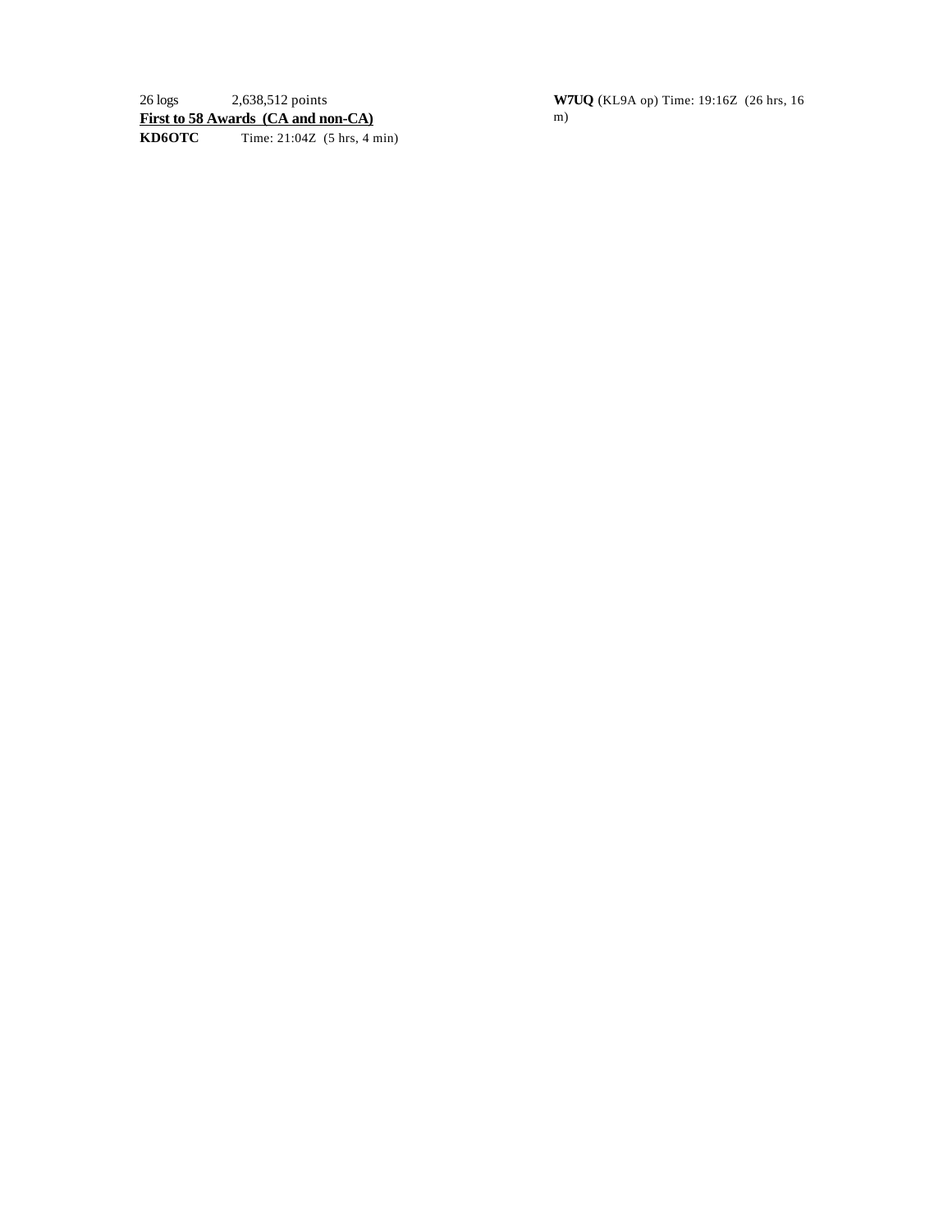26 logs 2,638,512 points

**First to 58 Awards (CA and non-CA)**

**KD6OTC** Time: 21:04Z (5 hrs, 4 min)

**W7UQ** (KL9A op) Time: 19:16Z (26 hrs, 16 m)